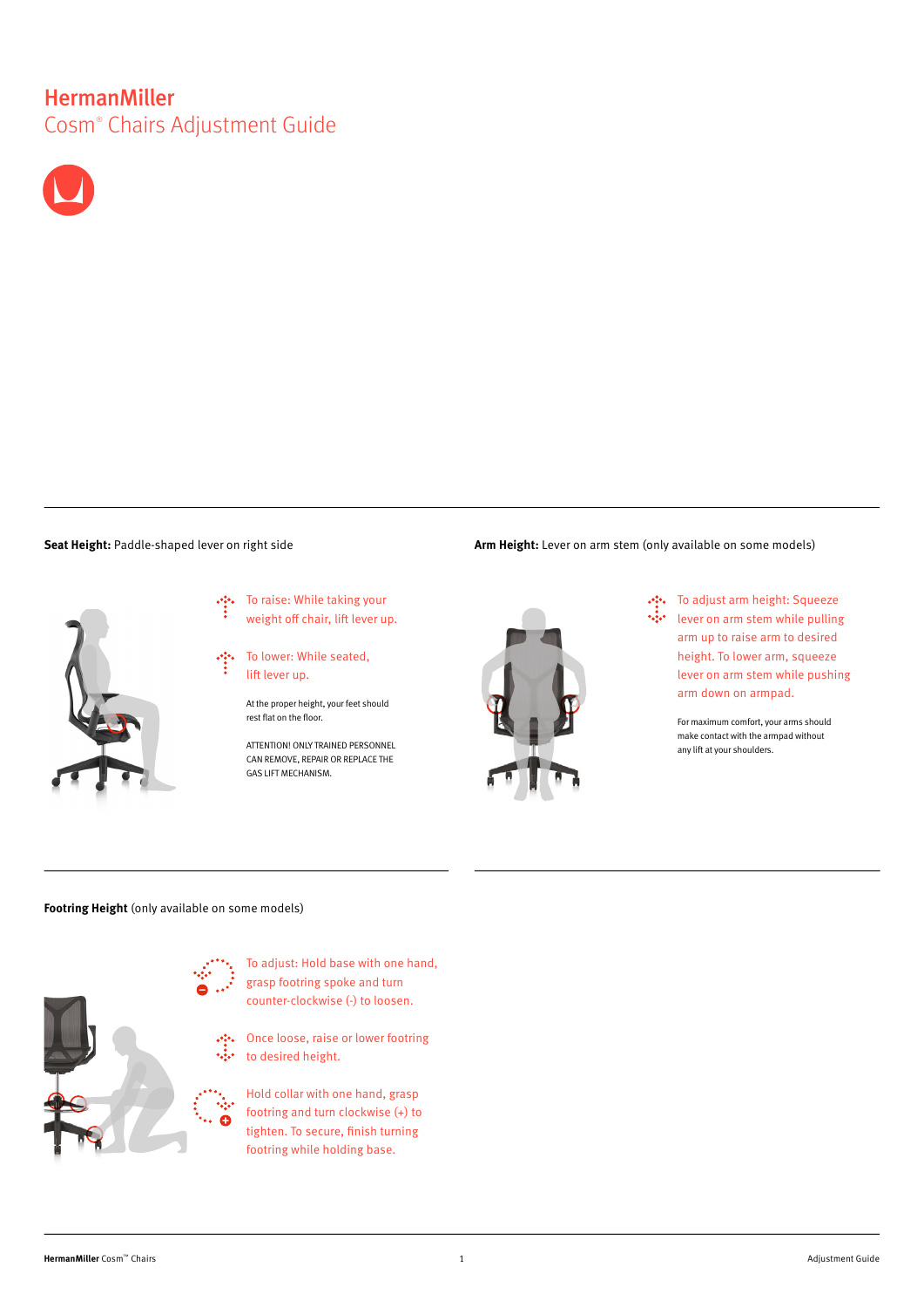# HermanMiller

## Cosm® Chairs Adjustment Guide

**Seat Height:** Paddle-shaped lever on right side

To raise: While taking your weight off chair, lift lever up.

To lower: While seated, lift lever up.

At the proper height, your feet should rest flat on the floor.

ATTENTION! ONLY TRAINED PERSONNEL CAN REMOVE, REPAIR OR REPLACE THE GAS LIFT MECHANISM.

**Arm Height:** Lever on arm stem (only available on some models)

To adjust arm height: Squeeze lever on arm stem while pulling arm up to raise arm to desired height. To lower arm, squeeze lever on arm stem while pushing arm down on armpad.

For maximum comfort, your arms should make contact with the armpad without any lift at your shoulders.

**Footring Height** (only available on some models)

To adjust: Hold base with one hand, grasp footring spoke and turn counter-clockwise (-) to loosen.

Once loose, raise or lower footring to desired height.

Hold collar with one hand, grasp footring and turn clockwise (+) to tighten. To secure, finish turning footring while holding base.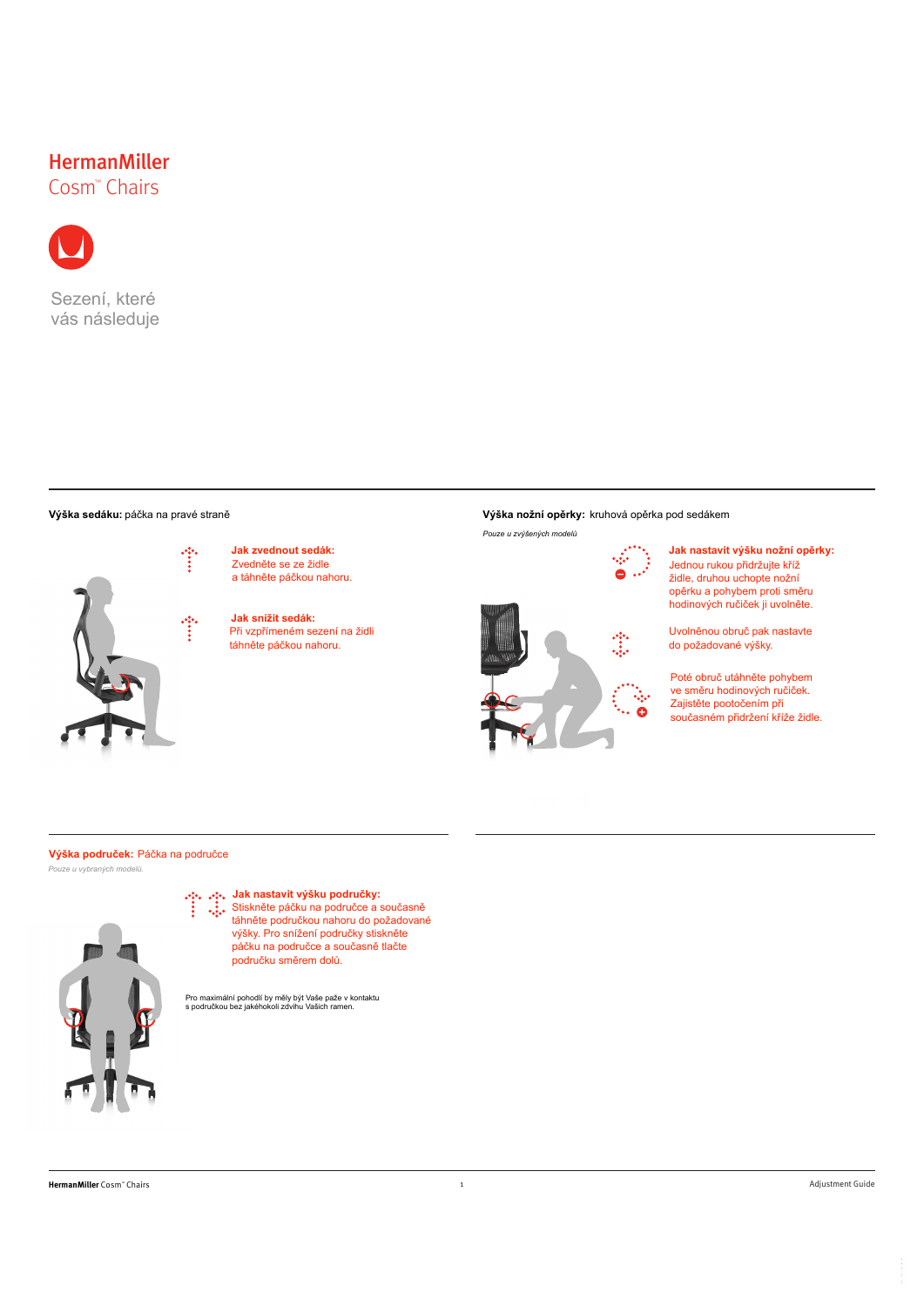# HermanMiller
## Cosm™ Chairs

Sezení, které vás následuje

**Výška sedáku:** páčka na pravé straně

**Jak zvednout sedák:**
Zvedněte se ze židle a táhněte páčkou nahoru.

**Jak snížit sedák:**
Při vzpřímeném sezení na židli táhněte páčkou nahoru.

**Výška nožní opěrky:** kruhová opěrka pod sedákem

*Pouze u zvýšených modelů*

**Jak nastavit výšku nožní opěrky:**
Jednou rukou přidržujte kříž židle, druhou uchopte nožní opěrku a pohybem proti směru hodinových ručiček ji uvolněte.

Uvolněnou obruč pak nastavte do požadované výšky.

Poté obruč utáhněte pohybem ve směru hodinových ručiček. Zajistěte pootočením při současném přidržení kříže židle.

**Výška područek:** Páčka na područce

*Pouze u vybraných modelů.*

**Jak nastavit výšku područky:**
Stiskněte páčku na područce a současně táhněte područkou nahoru do požadované výšky. Pro snížení područky stiskněte páčku na područce a současně tlačte područku směrem dolů.

Pro maximální pohodlí by měly být Vaše paže v kontaktu s područkou bez jakéhokoli zdvihu Vašich ramen.